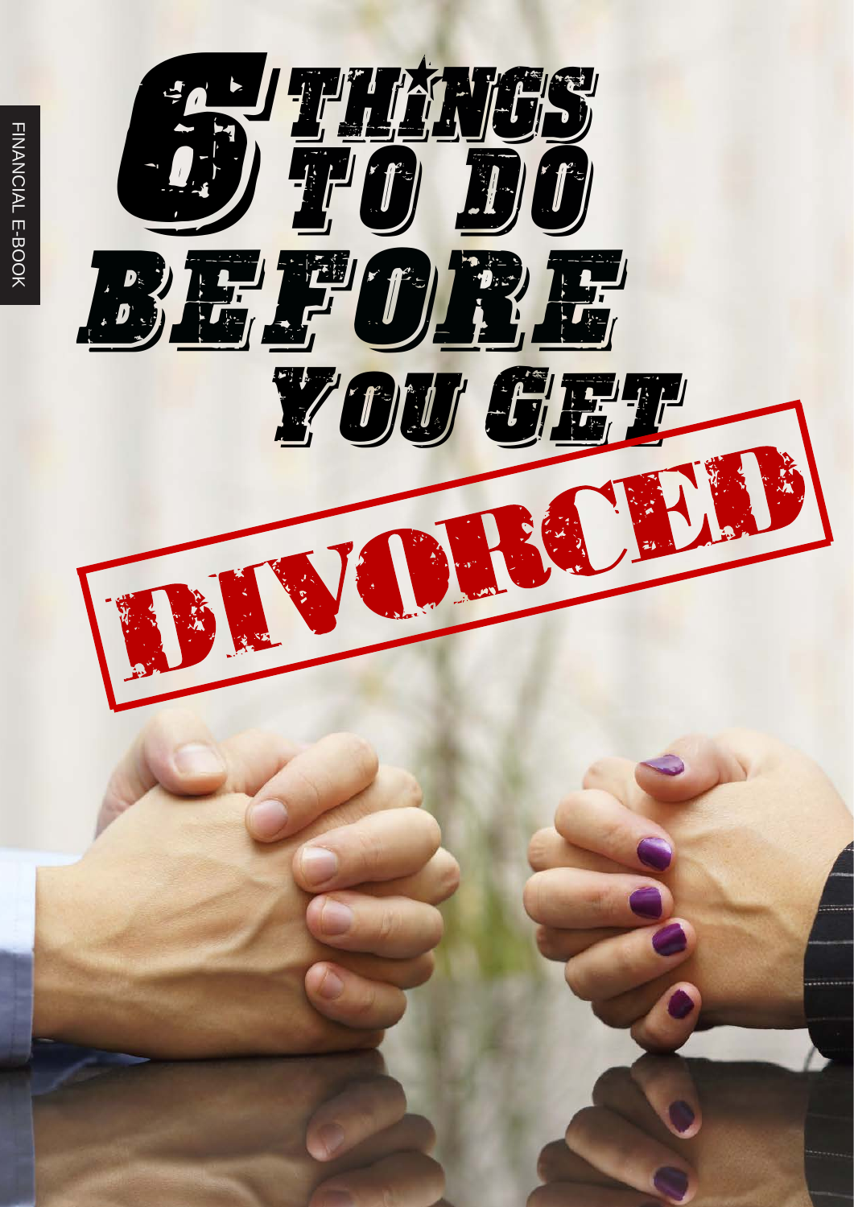FINANCIAL E-BOOK

# 6 THINGS TO DO BEFORE YOU GET DIVORCED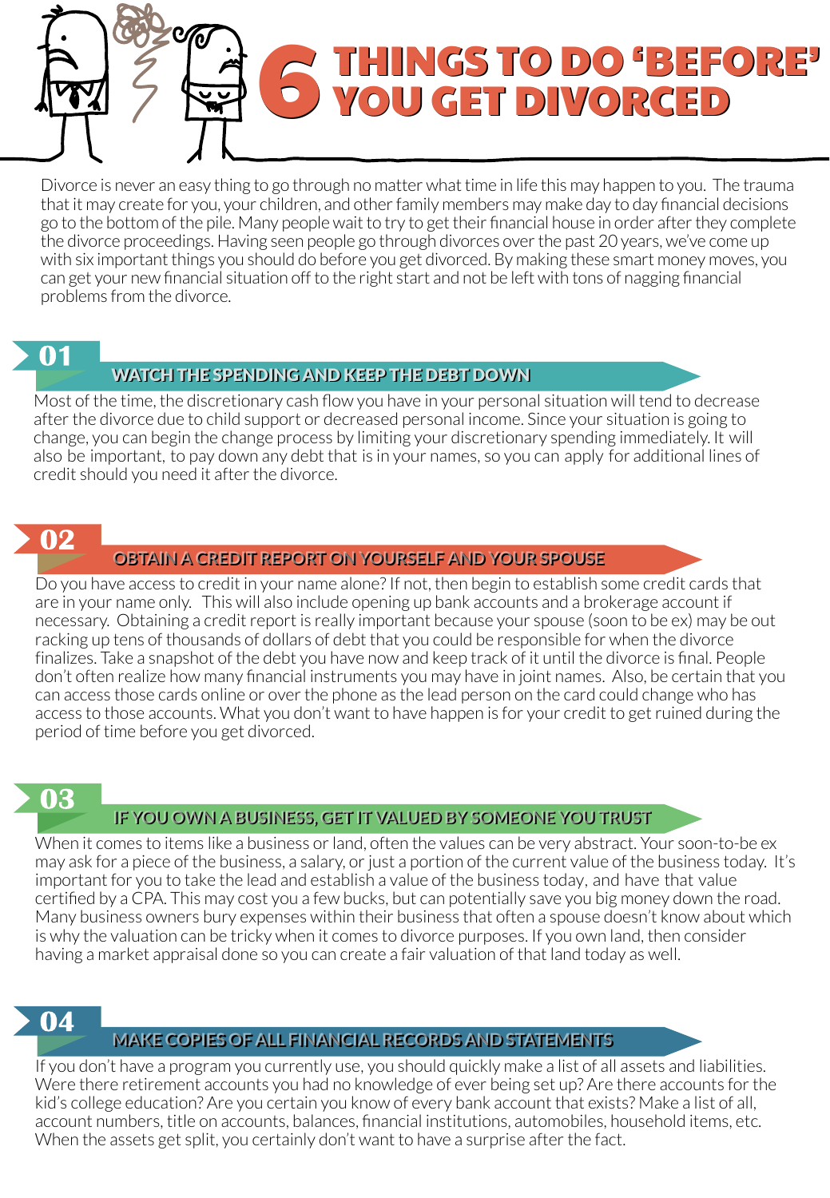# 6 THINGS TO DO 'BEFORE' YOU GET DIVORCED

Divorce is never an easy thing to go through no matter what time in life this may happen to you. The trauma that it may create for you, your children, and other family members may make day to day financial decisions go to the bottom of the pile. Many people wait to try to get their financial house in order after they complete the divorce proceedings. Having seen people go through divorces over the past 20 years, we've come up with six important things you should do before you get divorced. By making these smart money moves, you can get your new financial situation off to the right start and not be left with tons of nagging financial problems from the divorce.

## 01 WATCH THE SPENDING AND KEEP THE DEBT DOWN

Most of the time, the discretionary cash flow you have in your personal situation will tend to decrease after the divorce due to child support or decreased personal income. Since your situation is going to change, you can begin the change process by limiting your discretionary spending immediately. It will also be important, to pay down any debt that is in your names, so you can apply for additional lines of credit should you need it after the divorce.

## 02 OBTAIN A CREDIT REPORT ON YOURSELF AND YOUR SPOUSE

Do you have access to credit in your name alone? If not, then begin to establish some credit cards that are in your name only. This will also include opening up bank accounts and a brokerage account if necessary. Obtaining a credit report is really important because your spouse (soon to be ex) may be out racking up tens of thousands of dollars of debt that you could be responsible for when the divorce finalizes. Take a snapshot of the debt you have now and keep track of it until the divorce is final. People don't often realize how many financial instruments you may have in joint names. Also, be certain that you can access those cards online or over the phone as the lead person on the card could change who has access to those accounts. What you don't want to have happen is for your credit to get ruined during the period of time before you get divorced.

## 03 IF YOU OWN A BUSINESS, GET IT VALUED BY SOMEONE YOU TRUST

When it comes to items like a business or land, often the values can be very abstract. Your soon-to-be ex may ask for a piece of the business, a salary, or just a portion of the current value of the business today. It's important for you to take the lead and establish a value of the business today, and have that value certified by a CPA. This may cost you a few bucks, but can potentially save you big money down the road. Many business owners bury expenses within their business that often a spouse doesn't know about which is why the valuation can be tricky when it comes to divorce purposes. If you own land, then consider having a market appraisal done so you can create a fair valuation of that land today as well.

## 04 MAKE COPIES OF ALL FINANCIAL RECORDS AND STATEMENTS

If you don't have a program you currently use, you should quickly make a list of all assets and liabilities. Were there retirement accounts you had no knowledge of ever being set up? Are there accounts for the kid's college education? Are you certain you know of every bank account that exists? Make a list of all, account numbers, title on accounts, balances, financial institutions, automobiles, household items, etc. When the assets get split, you certainly don't want to have a surprise after the fact.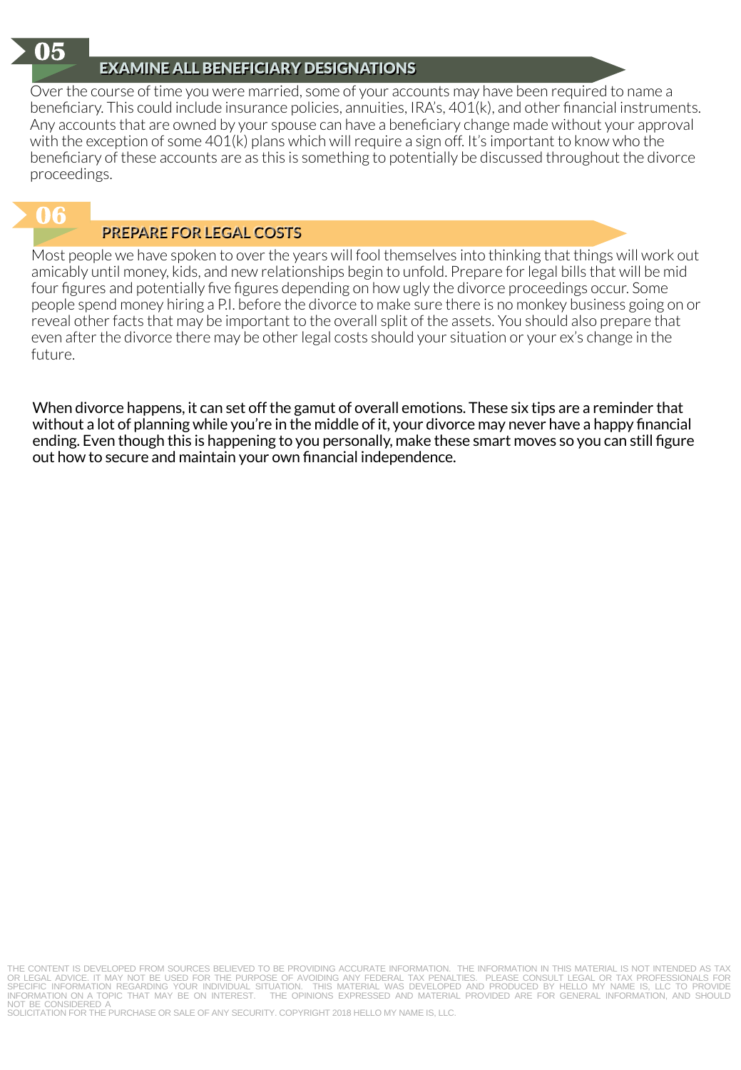## 05 EXAMINE ALL BENEFICIARY DESIGNATIONS

Over the course of time you were married, some of your accounts may have been required to name a beneficiary. This could include insurance policies, annuities, IRA's, 401(k), and other financial instruments. Any accounts that are owned by your spouse can have a beneficiary change made without your approval with the exception of some 401(k) plans which will require a sign off. It's important to know who the beneficiary of these accounts are as this is something to potentially be discussed throughout the divorce proceedings.

## 06 PREPARE FOR LEGAL COSTS

Most people we have spoken to over the years will fool themselves into thinking that things will work out amicably until money, kids, and new relationships begin to unfold. Prepare for legal bills that will be mid four figures and potentially five figures depending on how ugly the divorce proceedings occur. Some people spend money hiring a P.I. before the divorce to make sure there is no monkey business going on or reveal other facts that may be important to the overall split of the assets. You should also prepare that even after the divorce there may be other legal costs should your situation or your ex's change in the future.

When divorce happens, it can set off the gamut of overall emotions. These six tips are a reminder that without a lot of planning while you're in the middle of it, your divorce may never have a happy financial ending. Even though this is happening to you personally, make these smart moves so you can still figure out how to secure and maintain your own financial independence.

THE CONTENT IS DEVELOPED FROM SOURCES BELIEVED TO BE PROVIDING ACCURATE INFORMATION. THE INFORMATION IN THIS MATERIAL IS NOT INTENDED AS TAX OR LEGAL ADVICE. IT MAY NOT BE USED FOR THE PURPOSE OF AVOIDING ANY FEDERAL TAX PENALTIES. PLEASE CONSULT LEGAL OR TAX PROFESSIONALS FOR SPECIFIC INFORMATION REGARDING YOUR INDIVIDUAL SITUATION. THIS MATERIAL WAS DEVELOPED AND PRODUCED BY HELLO MY NAME IS, LLC TO PROVIDE INFORMATION ON A TOPIC THAT MAY BE ON INTEREST. THE OPINIONS EXPRESSED AND MATERIAL PROVIDED ARE FOR GENERAL INFORMATION, AND SHOULD NOT BE CONSIDERED A SOLICITATION FOR THE PURCHASE OR SALE OF ANY SECURITY. COPYRIGHT 2018 HELLO MY NAME IS, LLC.